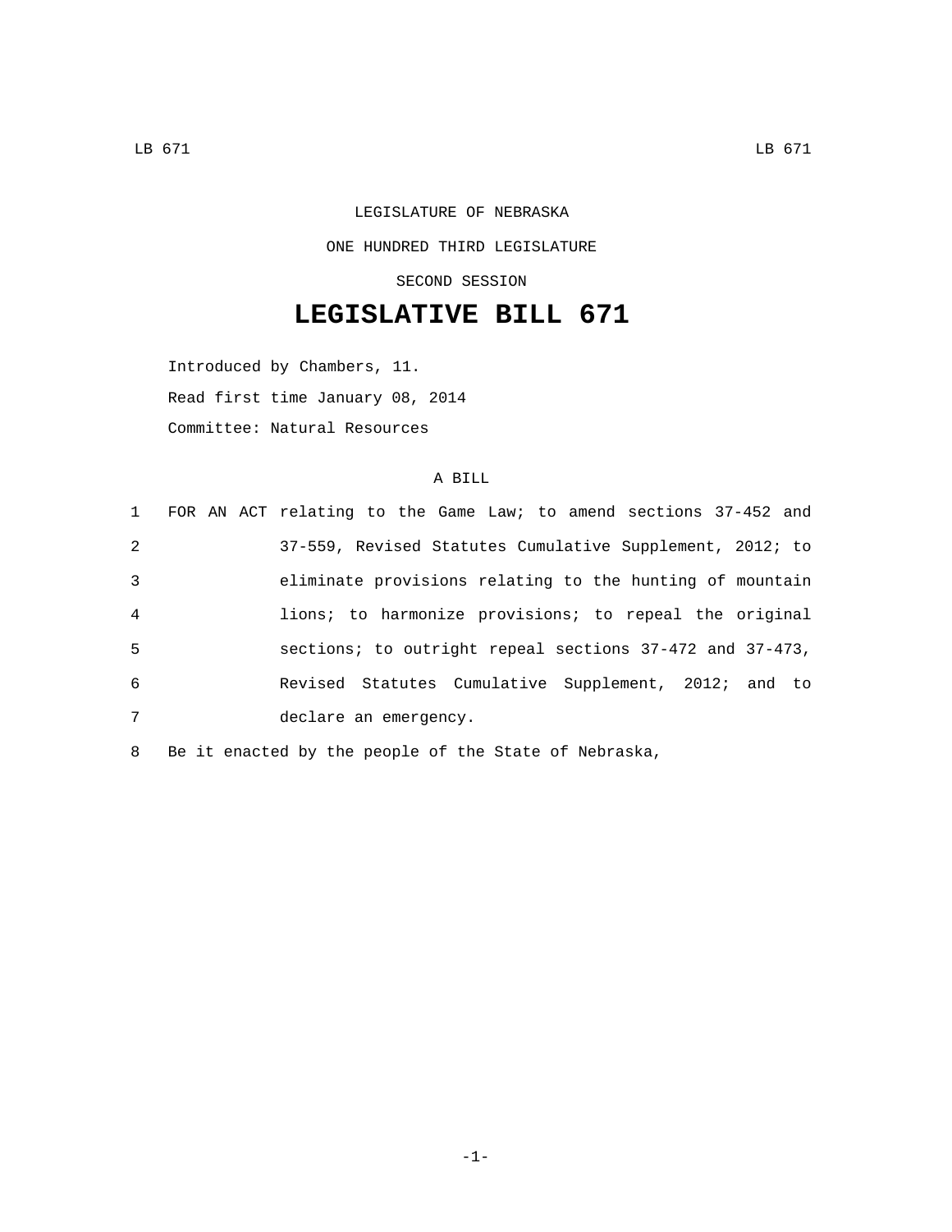LEGISLATURE OF NEBRASKA

ONE HUNDRED THIRD LEGISLATURE

SECOND SESSION

# LEGISLATIVE BILL 671

Introduced by Chambers, 11.

Read first time January 08, 2014

Committee: Natural Resources

A BILL

1 FOR AN ACT relating to the Game Law; to amend sections 37-452 and
2 37-559, Revised Statutes Cumulative Supplement, 2012; to
3 eliminate provisions relating to the hunting of mountain
4 lions; to harmonize provisions; to repeal the original
5 sections; to outright repeal sections 37-472 and 37-473,
6 Revised Statutes Cumulative Supplement, 2012; and to
7 declare an emergency.

8 Be it enacted by the people of the State of Nebraska,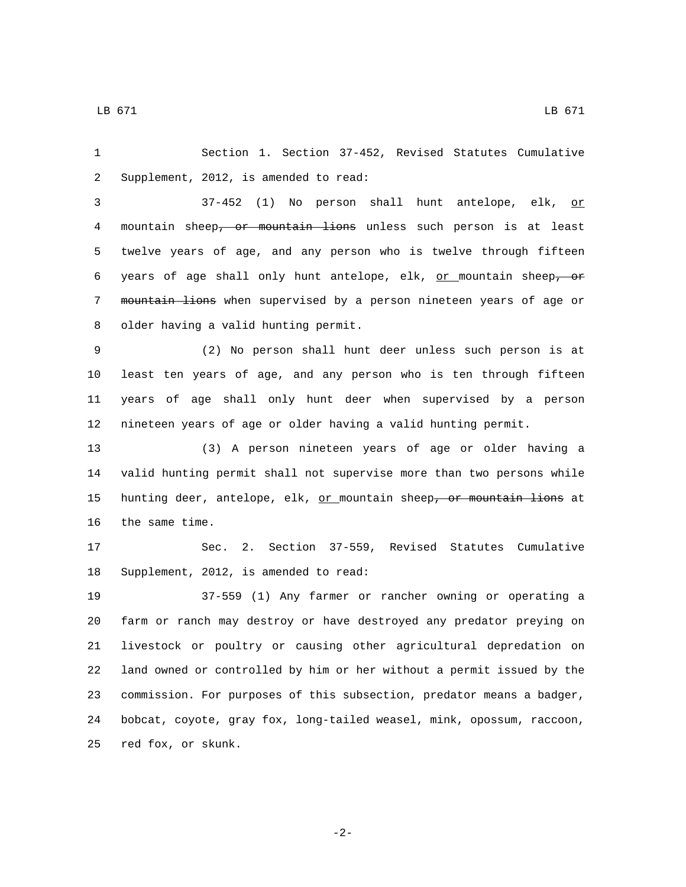Section 1. Section 37-452, Revised Statutes Cumulative Supplement, 2012, is amended to read:

37-452 (1) No person shall hunt antelope, elk, or mountain sheep~~, or mountain lions~~ unless such person is at least twelve years of age, and any person who is twelve through fifteen years of age shall only hunt antelope, elk, or mountain sheep~~, or mountain lions~~ when supervised by a person nineteen years of age or older having a valid hunting permit.

(2) No person shall hunt deer unless such person is at least ten years of age, and any person who is ten through fifteen years of age shall only hunt deer when supervised by a person nineteen years of age or older having a valid hunting permit.

(3) A person nineteen years of age or older having a valid hunting permit shall not supervise more than two persons while hunting deer, antelope, elk, or mountain sheep~~, or mountain lions~~ at the same time.

Sec. 2. Section 37-559, Revised Statutes Cumulative Supplement, 2012, is amended to read:

37-559 (1) Any farmer or rancher owning or operating a farm or ranch may destroy or have destroyed any predator preying on livestock or poultry or causing other agricultural depredation on land owned or controlled by him or her without a permit issued by the commission. For purposes of this subsection, predator means a badger, bobcat, coyote, gray fox, long-tailed weasel, mink, opossum, raccoon, red fox, or skunk.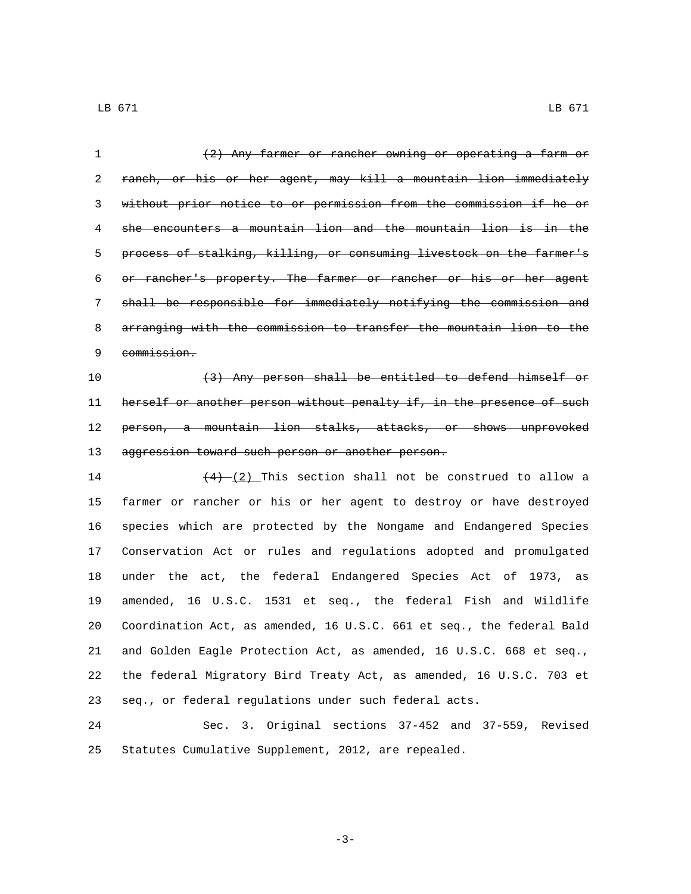~~(2) Any farmer or rancher owning or operating a farm or ranch, or his or her agent, may kill a mountain lion immediately without prior notice to or permission from the commission if he or she encounters a mountain lion and the mountain lion is in the process of stalking, killing, or consuming livestock on the farmer's or rancher's property. The farmer or rancher or his or her agent shall be responsible for immediately notifying the commission and arranging with the commission to transfer the mountain lion to the commission.~~

~~(3) Any person shall be entitled to defend himself or herself or another person without penalty if, in the presence of such person, a mountain lion stalks, attacks, or shows unprovoked aggression toward such person or another person.~~

~~(4)~~ (2) This section shall not be construed to allow a farmer or rancher or his or her agent to destroy or have destroyed species which are protected by the Nongame and Endangered Species Conservation Act or rules and regulations adopted and promulgated under the act, the federal Endangered Species Act of 1973, as amended, 16 U.S.C. 1531 et seq., the federal Fish and Wildlife Coordination Act, as amended, 16 U.S.C. 661 et seq., the federal Bald and Golden Eagle Protection Act, as amended, 16 U.S.C. 668 et seq., the federal Migratory Bird Treaty Act, as amended, 16 U.S.C. 703 et seq., or federal regulations under such federal acts.

Sec. 3. Original sections 37-452 and 37-559, Revised Statutes Cumulative Supplement, 2012, are repealed.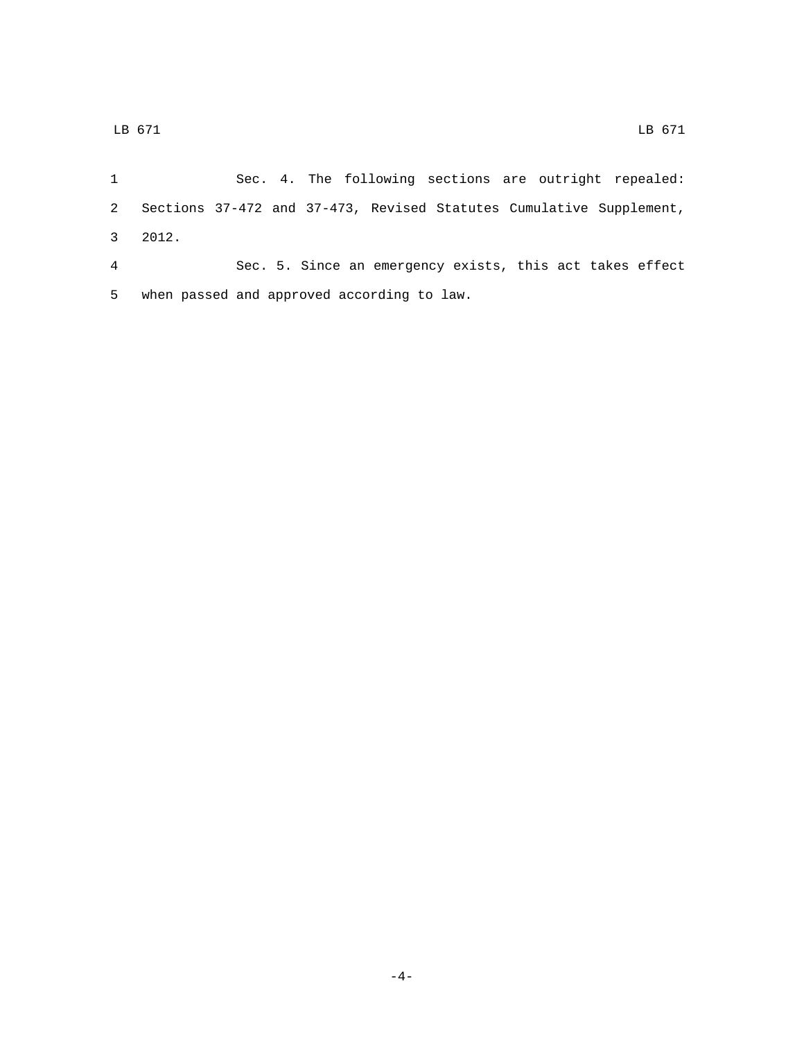Sec. 4. The following sections are outright repealed: Sections 37-472 and 37-473, Revised Statutes Cumulative Supplement, 2012.

Sec. 5. Since an emergency exists, this act takes effect when passed and approved according to law.